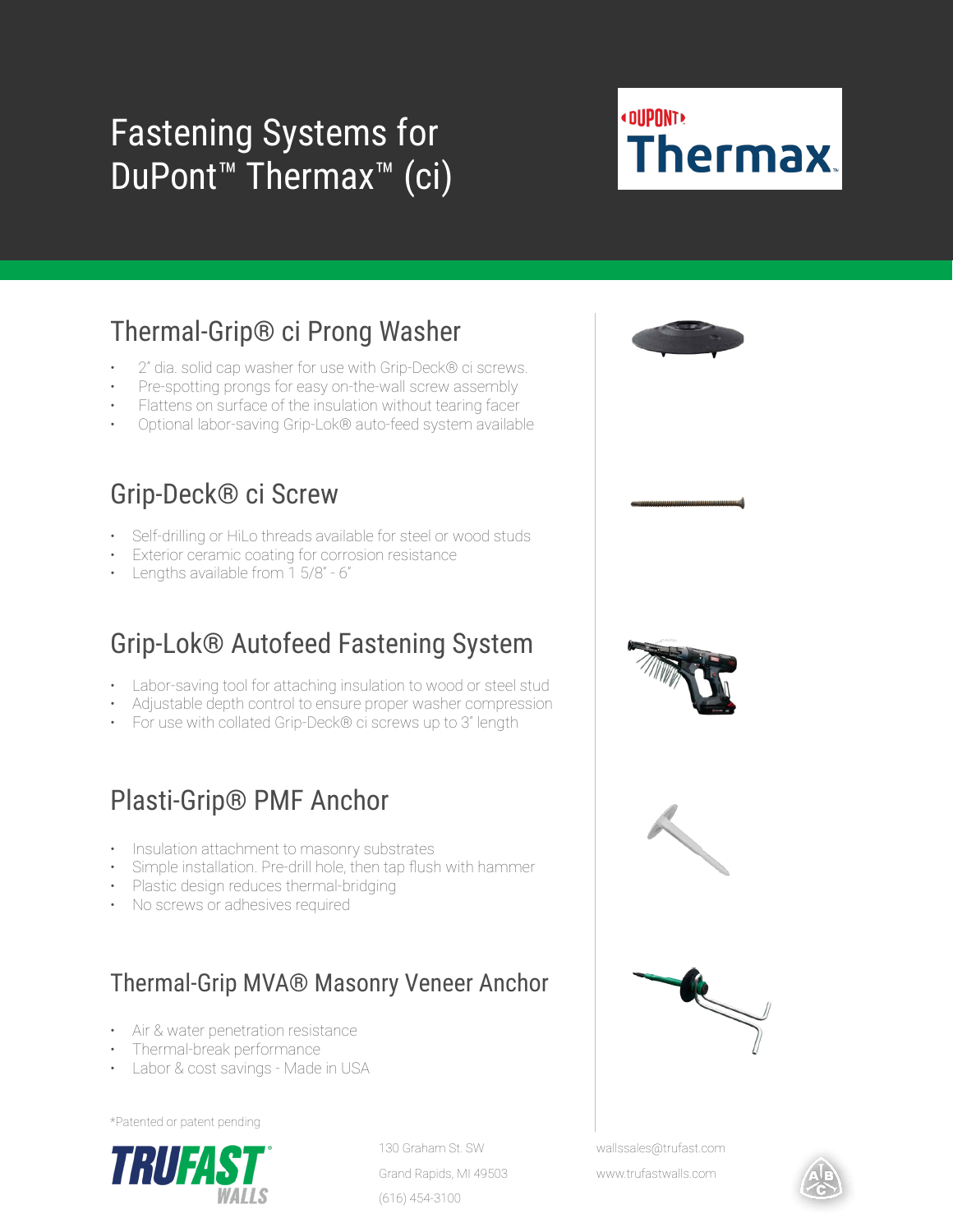# Fasting Systems for DuPont™ Thermax™ (ci)

## Thermal-Grip® ci Prong Washer

- 2" dia. solid cap washer for use with Grip-Deck® ci screws.
- Pre-spotting prongs for easy on-the-wall screw assembly
- Flattens on surface of the insulation without tearing facer
- Optional labor-saving Grip-Lok® auto-feed system available

## Grip-Deck® ci Screw

- Self-drilling or HiLo threads available for steel or wood studs
- Exterior ceramic coating for corrosion resistance
- Lengths available from 1 5/8" - 6"

## Grip-Lok® Autofeed Fastening System

- Labor-saving tool for attaching insulation to wood or steel stud
- Adjustable depth control to ensure proper washer compression
- For use with collated Grip-Deck® ci screws up to 3" length

## Plasti-Grip® PMF Anchor

- Insulation attachment to masonry substrates
- Simple installation. Pre-drill hole, then tap flush with hammer
- Plastic design reduces thermal-bridging
- No screws or adhesives required

## Thermal-Grip MVA® Masonry Veneer Anchor

- Air & water penetration resistance
- Thermal-break performance
- Labor & cost savings - Made in USA

*Patented or patent pending

130 Graham St. SW
Grand Rapids, MI 49503
(616) 454-3100

wallssales@trufast.com
www.trufastwalls.com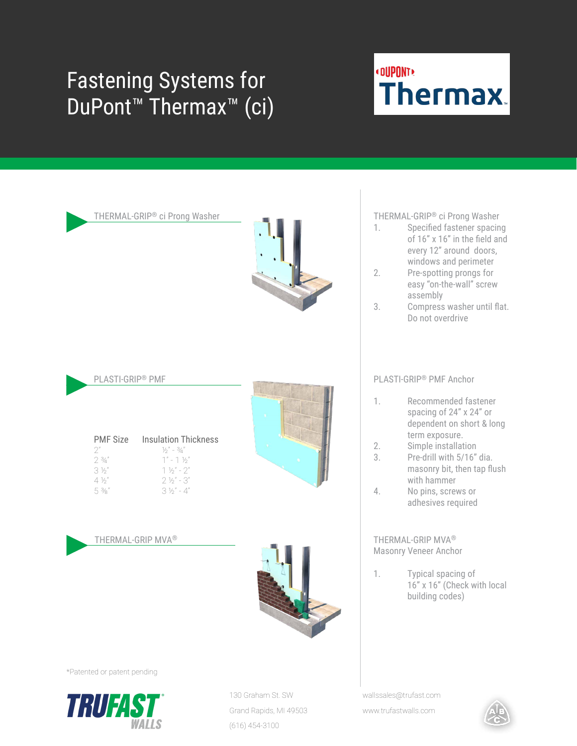# Fastening Systems for DuPont™ Thermax™ (ci)

DUPONT Thermax

## THERMAL-GRIP® ci Prong Washer

THERMAL-GRIP® ci Prong Washer

1. Specified fastener spacing of 16” x 16” in the field and every 12” around doors, windows and perimeter
2. Pre-spotting prongs for easy “on-the-wall” screw assembly
3. Compress washer until flat. Do not overdrive

## PLASTI-GRIP® PMF

| PMF Size | Insulation Thickness |
|---|---|
| 2" | ½" - ¾" |
| 2 ¾" | 1" - 1 ½" |
| 3 ½" | 1 ½" - 2" |
| 4 ½" | 2 ½" - 3" |
| 5 ⅜" | 3 ½" - 4" |

PLASTI-GRIP® PMF Anchor

1. Recommended fastener spacing of 24” x 24” or dependent on short & long term exposure.
2. Simple installation
3. Pre-drill with 5/16” dia. masonry bit, then tap flush with hammer
4. No pins, screws or adhesives required

## THERMAL-GRIP MVA®

THERMAL-GRIP MVA® Masonry Veneer Anchor

1. Typical spacing of 16” x 16” (Check with local building codes)

*Patented or patent pending

TRUFAST WALLS

130 Graham St. SW
Grand Rapids, MI 49503
(616) 454-3100

wallssales@trufast.com
www.trufastwalls.com